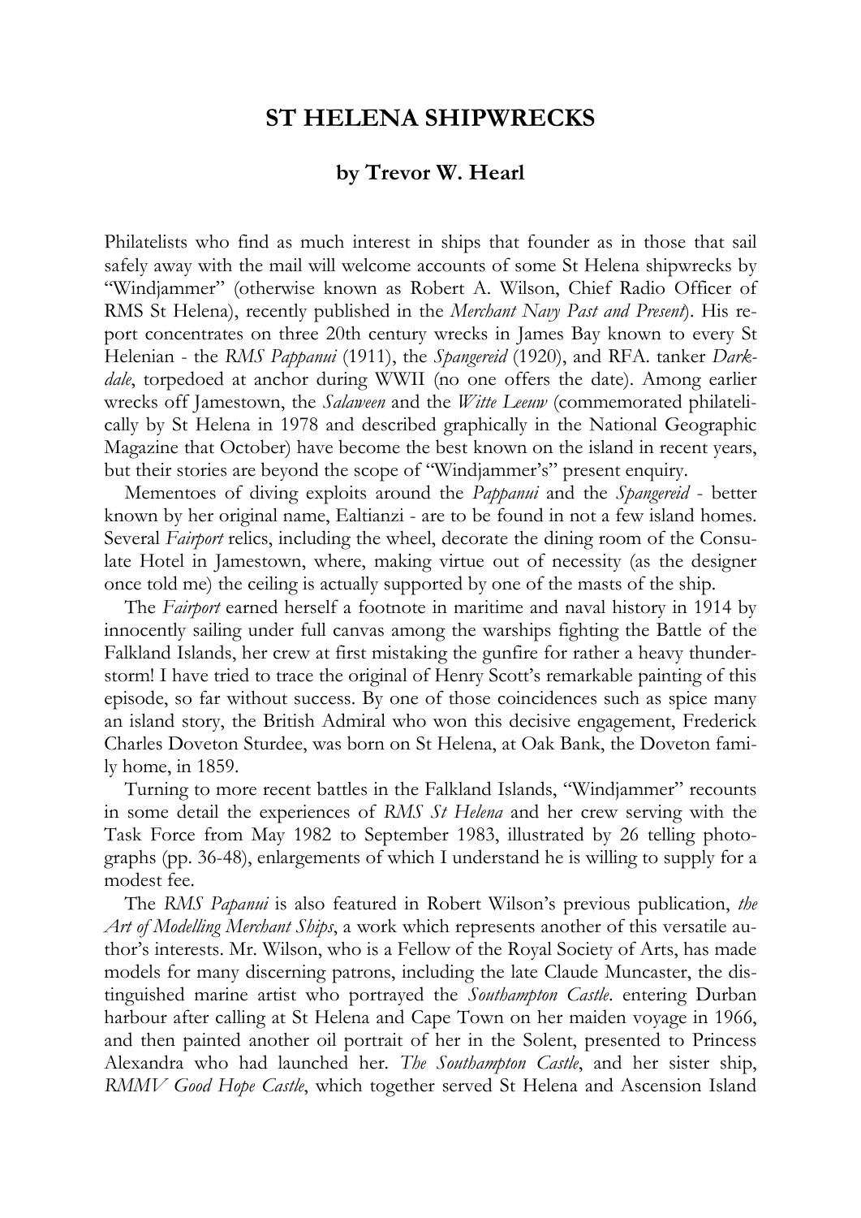# ST HELENA SHIPWRECKS

### by Trevor W. Hearl

Philatelists who find as much interest in ships that founder as in those that sail safely away with the mail will welcome accounts of some St Helena shipwrecks by "Windjammer" (otherwise known as Robert A. Wilson, Chief Radio Officer of RMS St Helena), recently published in the *Merchant Navy Past and Present*). His report concentrates on three 20th century wrecks in James Bay known to every St Helenian - the *RMS Pappanui* (1911), the *Spangereid* (1920), and RFA. tanker *Darkdale*, torpedoed at anchor during WWII (no one offers the date). Among earlier wrecks off Jamestown, the *Salaween* and the *Witte Leeuw* (commemorated philatelically by St Helena in 1978 and described graphically in the National Geographic Magazine that October) have become the best known on the island in recent years, but their stories are beyond the scope of "Windjammer's" present enquiry.

Mementoes of diving exploits around the *Pappanui* and the *Spangereid* - better known by her original name, Ealtianzi - are to be found in not a few island homes. Several *Fairport* relics, including the wheel, decorate the dining room of the Consulate Hotel in Jamestown, where, making virtue out of necessity (as the designer once told me) the ceiling is actually supported by one of the masts of the ship.

The *Fairport* earned herself a footnote in maritime and naval history in 1914 by innocently sailing under full canvas among the warships fighting the Battle of the Falkland Islands, her crew at first mistaking the gunfire for rather a heavy thunderstorm! I have tried to trace the original of Henry Scott's remarkable painting of this episode, so far without success. By one of those coincidences such as spice many an island story, the British Admiral who won this decisive engagement, Frederick Charles Doveton Sturdee, was born on St Helena, at Oak Bank, the Doveton family home, in 1859.

Turning to more recent battles in the Falkland Islands, "Windjammer" recounts in some detail the experiences of *RMS St Helena* and her crew serving with the Task Force from May 1982 to September 1983, illustrated by 26 telling photographs (pp. 36-48), enlargements of which I understand he is willing to supply for a modest fee.

The *RMS Papanui* is also featured in Robert Wilson's previous publication, *the Art of Modelling Merchant Ships*, a work which represents another of this versatile author's interests. Mr. Wilson, who is a Fellow of the Royal Society of Arts, has made models for many discerning patrons, including the late Claude Muncaster, the distinguished marine artist who portrayed the *Southampton Castle*. entering Durban harbour after calling at St Helena and Cape Town on her maiden voyage in 1966, and then painted another oil portrait of her in the Solent, presented to Princess Alexandra who had launched her. *The Southampton Castle*, and her sister ship, *RMMV Good Hope Castle*, which together served St Helena and Ascension Island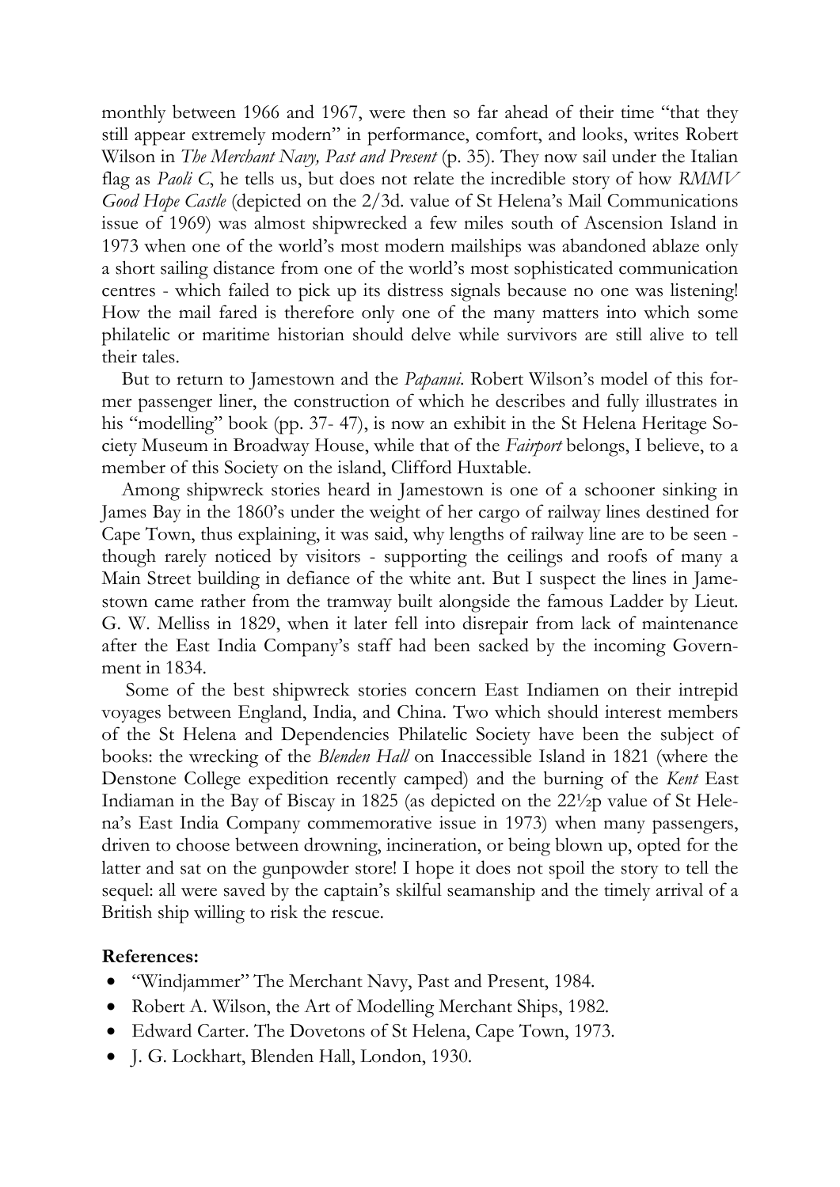monthly between 1966 and 1967, were then so far ahead of their time "that they still appear extremely modern" in performance, comfort, and looks, writes Robert Wilson in *The Merchant Navy, Past and Present* (p. 35). They now sail under the Italian flag as *Paoli C*, he tells us, but does not relate the incredible story of how *RMMV Good Hope Castle* (depicted on the 2/3d. value of St Helena's Mail Communications issue of 1969) was almost shipwrecked a few miles south of Ascension Island in 1973 when one of the world's most modern mailships was abandoned ablaze only a short sailing distance from one of the world's most sophisticated communication centres - which failed to pick up its distress signals because no one was listening! How the mail fared is therefore only one of the many matters into which some philatelic or maritime historian should delve while survivors are still alive to tell their tales.

But to return to Jamestown and the *Papanui*. Robert Wilson's model of this former passenger liner, the construction of which he describes and fully illustrates in his "modelling" book (pp. 37- 47), is now an exhibit in the St Helena Heritage Society Museum in Broadway House, while that of the *Fairport* belongs, I believe, to a member of this Society on the island, Clifford Huxtable.

Among shipwreck stories heard in Jamestown is one of a schooner sinking in James Bay in the 1860's under the weight of her cargo of railway lines destined for Cape Town, thus explaining, it was said, why lengths of railway line are to be seen - though rarely noticed by visitors - supporting the ceilings and roofs of many a Main Street building in defiance of the white ant. But I suspect the lines in Jamestown came rather from the tramway built alongside the famous Ladder by Lieut. G. W. Melliss in 1829, when it later fell into disrepair from lack of maintenance after the East India Company's staff had been sacked by the incoming Government in 1834.

Some of the best shipwreck stories concern East Indiamen on their intrepid voyages between England, India, and China. Two which should interest members of the St Helena and Dependencies Philatelic Society have been the subject of books: the wrecking of the *Blenden Hall* on Inaccessible Island in 1821 (where the Denstone College expedition recently camped) and the burning of the *Kent* East Indiaman in the Bay of Biscay in 1825 (as depicted on the 22½p value of St Helena's East India Company commemorative issue in 1973) when many passengers, driven to choose between drowning, incineration, or being blown up, opted for the latter and sat on the gunpowder store! I hope it does not spoil the story to tell the sequel: all were saved by the captain's skilful seamanship and the timely arrival of a British ship willing to risk the rescue.

**References:**

- "Windjammer" The Merchant Navy, Past and Present, 1984.
- Robert A. Wilson, the Art of Modelling Merchant Ships, 1982.
- Edward Carter. The Dovetons of St Helena, Cape Town, 1973.
- J. G. Lockhart, Blenden Hall, London, 1930.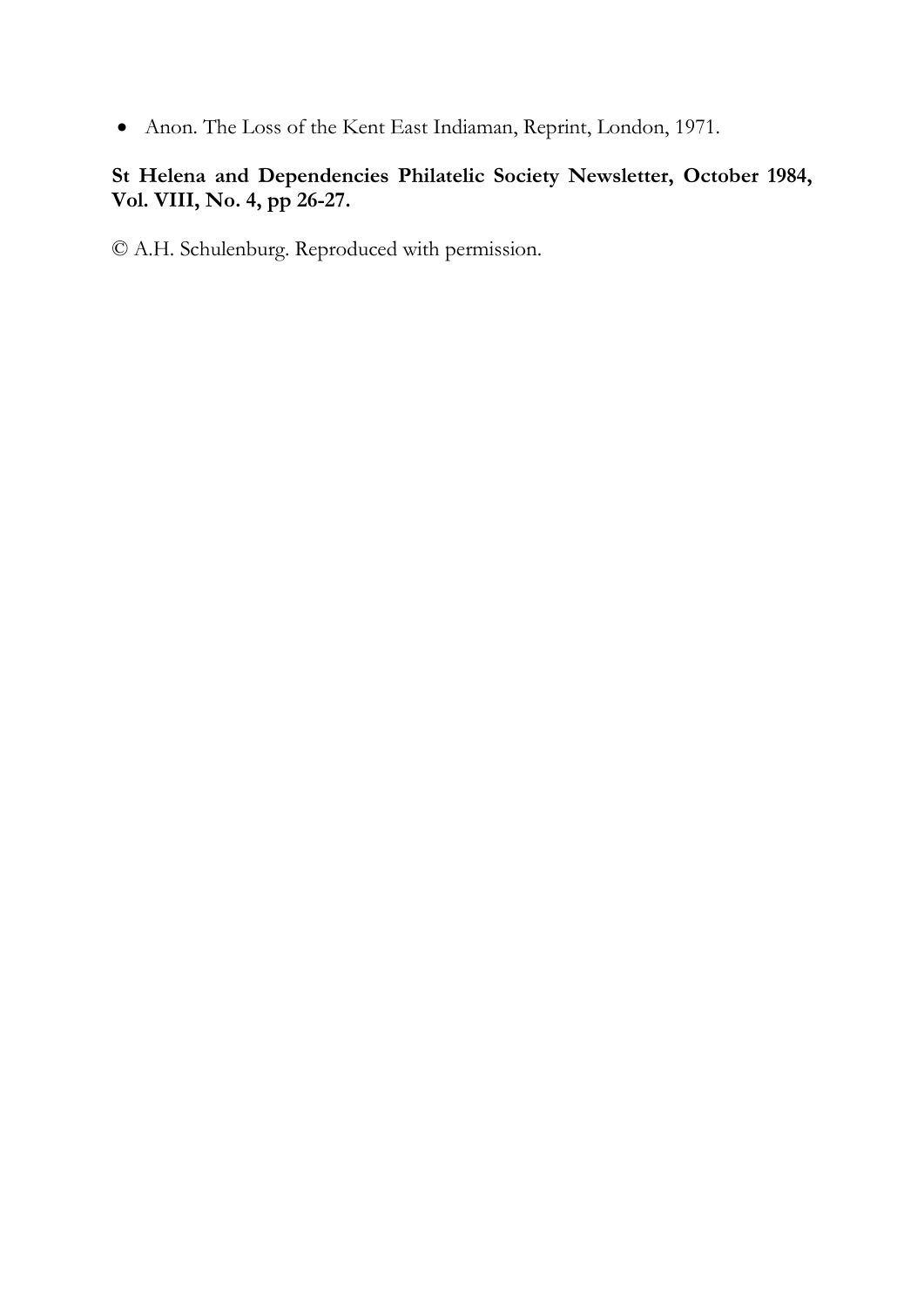- Anon. The Loss of the Kent East Indiaman, Reprint, London, 1971.

**St Helena and Dependencies Philatelic Society Newsletter, October 1984, Vol. VIII, No. 4, pp 26-27.**

© A.H. Schulenburg. Reproduced with permission.